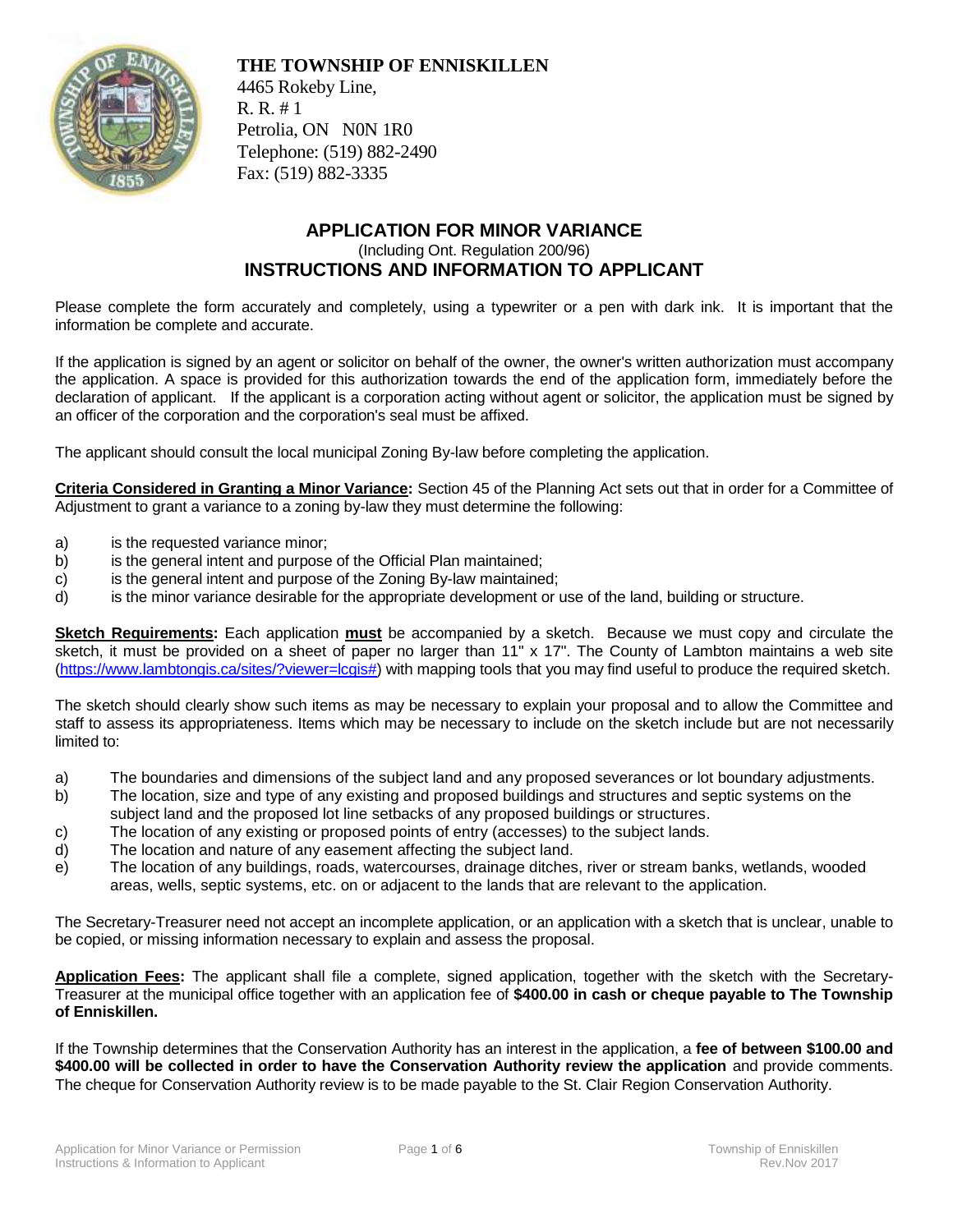**THE TOWNSHIP OF ENNISKILLEN**
4465 Rokeby Line,
R. R. # 1
Petrolia, ON N0N 1R0
Telephone: (519) 882-2490
Fax: (519) 882-3335

# APPLICATION FOR MINOR VARIANCE

(Including Ont. Regulation 200/96)

## INSTRUCTIONS AND INFORMATION TO APPLICANT

Please complete the form accurately and completely, using a typewriter or a pen with dark ink. It is important that the information be complete and accurate.

If the application is signed by an agent or solicitor on behalf of the owner, the owner's written authorization must accompany the application. A space is provided for this authorization towards the end of the application form, immediately before the declaration of applicant. If the applicant is a corporation acting without agent or solicitor, the application must be signed by an officer of the corporation and the corporation's seal must be affixed.

The applicant should consult the local municipal Zoning By-law before completing the application.

**Criteria Considered in Granting a Minor Variance:** Section 45 of the Planning Act sets out that in order for a Committee of Adjustment to grant a variance to a zoning by-law they must determine the following:

a) is the requested variance minor;
b) is the general intent and purpose of the Official Plan maintained;
c) is the general intent and purpose of the Zoning By-law maintained;
d) is the minor variance desirable for the appropriate development or use of the land, building or structure.

**Sketch Requirements:** Each application **must** be accompanied by a sketch. Because we must copy and circulate the sketch, it must be provided on a sheet of paper no larger than 11" x 17". The County of Lambton maintains a web site (https://www.lambtongis.ca/sites/?viewer=lcgis#) with mapping tools that you may find useful to produce the required sketch.

The sketch should clearly show such items as may be necessary to explain your proposal and to allow the Committee and staff to assess its appropriateness. Items which may be necessary to include on the sketch include but are not necessarily limited to:

a) The boundaries and dimensions of the subject land and any proposed severances or lot boundary adjustments.
b) The location, size and type of any existing and proposed buildings and structures and septic systems on the subject land and the proposed lot line setbacks of any proposed buildings or structures.
c) The location of any existing or proposed points of entry (accesses) to the subject lands.
d) The location and nature of any easement affecting the subject land.
e) The location of any buildings, roads, watercourses, drainage ditches, river or stream banks, wetlands, wooded areas, wells, septic systems, etc. on or adjacent to the lands that are relevant to the application.

The Secretary-Treasurer need not accept an incomplete application, or an application with a sketch that is unclear, unable to be copied, or missing information necessary to explain and assess the proposal.

**Application Fees:** The applicant shall file a complete, signed application, together with the sketch with the Secretary-Treasurer at the municipal office together with an application fee of **$400.00 in cash or cheque payable to The Township of Enniskillen.**

If the Township determines that the Conservation Authority has an interest in the application, a **fee of between $100.00 and $400.00 will be collected in order to have the Conservation Authority review the application** and provide comments. The cheque for Conservation Authority review is to be made payable to the St. Clair Region Conservation Authority.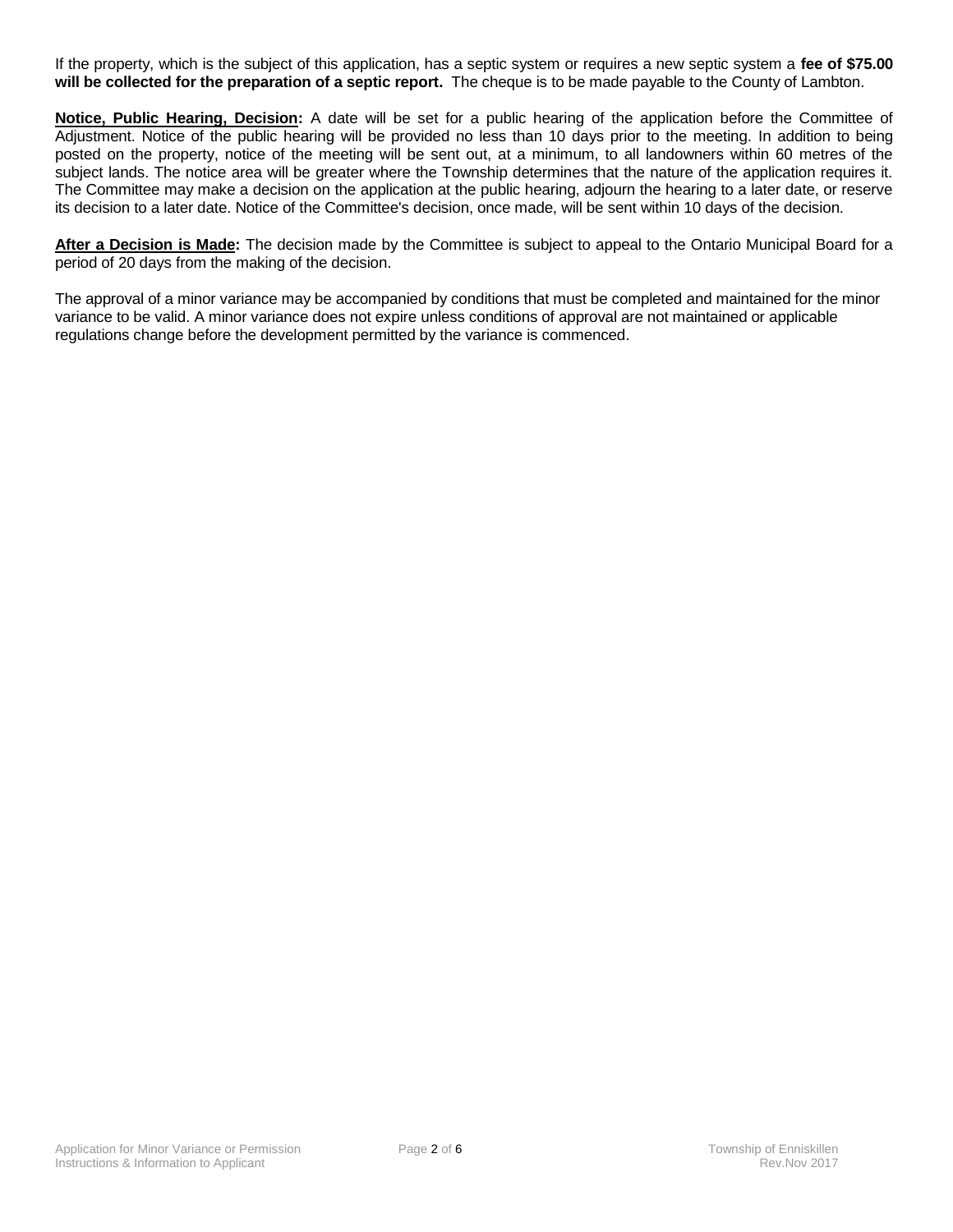If the property, which is the subject of this application, has a septic system or requires a new septic system a **fee of $75.00 will be collected for the preparation of a septic report.** The cheque is to be made payable to the County of Lambton.

**Notice, Public Hearing, Decision:** A date will be set for a public hearing of the application before the Committee of Adjustment. Notice of the public hearing will be provided no less than 10 days prior to the meeting. In addition to being posted on the property, notice of the meeting will be sent out, at a minimum, to all landowners within 60 metres of the subject lands. The notice area will be greater where the Township determines that the nature of the application requires it. The Committee may make a decision on the application at the public hearing, adjourn the hearing to a later date, or reserve its decision to a later date. Notice of the Committee's decision, once made, will be sent within 10 days of the decision.

**After a Decision is Made:** The decision made by the Committee is subject to appeal to the Ontario Municipal Board for a period of 20 days from the making of the decision.

The approval of a minor variance may be accompanied by conditions that must be completed and maintained for the minor variance to be valid. A minor variance does not expire unless conditions of approval are not maintained or applicable regulations change before the development permitted by the variance is commenced.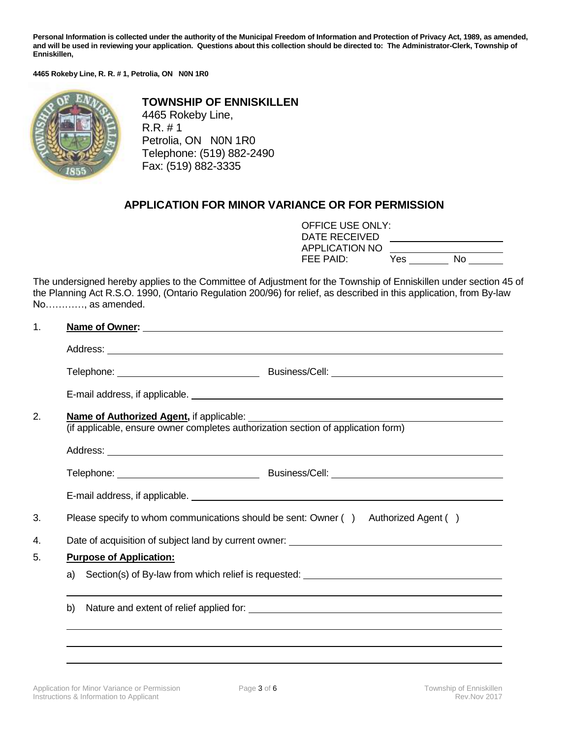**Personal Information is collected under the authority of the Municipal Freedom of Information and Protection of Privacy Act, 1989, as amended, and will be used in reviewing your application. Questions about this collection should be directed to: The Administrator-Clerk, Township of Enniskillen,**

**4465 Rokeby Line, R. R. # 1, Petrolia, ON N0N 1R0**

**TOWNSHIP OF ENNISKILLEN**
4465 Rokeby Line,
R.R. # 1
Petrolia, ON N0N 1R0
Telephone: (519) 882-2490
Fax: (519) 882-3335

## APPLICATION FOR MINOR VARIANCE OR FOR PERMISSION

OFFICE USE ONLY:
DATE RECEIVED ____________________
APPLICATION NO ____________________
FEE PAID: Yes ________ No ________

The undersigned hereby applies to the Committee of Adjustment for the Township of Enniskillen under section 45 of the Planning Act R.S.O. 1990, (Ontario Regulation 200/96) for relief, as described in this application, from By-law No…………, as amended.

1. **Name of Owner:** ____________________

   Address: ____________________

   Telephone: ____________________ Business/Cell: ____________________

   E-mail address, if applicable. ____________________

2. **Name of Authorized Agent,** if applicable: ____________________
   (if applicable, ensure owner completes authorization section of application form)

   Address: ____________________

   Telephone: ____________________ Business/Cell: ____________________

   E-mail address, if applicable. ____________________

3. Please specify to whom communications should be sent: Owner ( ) Authorized Agent ( )

4. Date of acquisition of subject land by current owner: ____________________

5. **Purpose of Application:**

   a) Section(s) of By-law from which relief is requested: ____________________

   ____________________

   b) Nature and extent of relief applied for: ____________________

   ____________________

   ____________________

   ____________________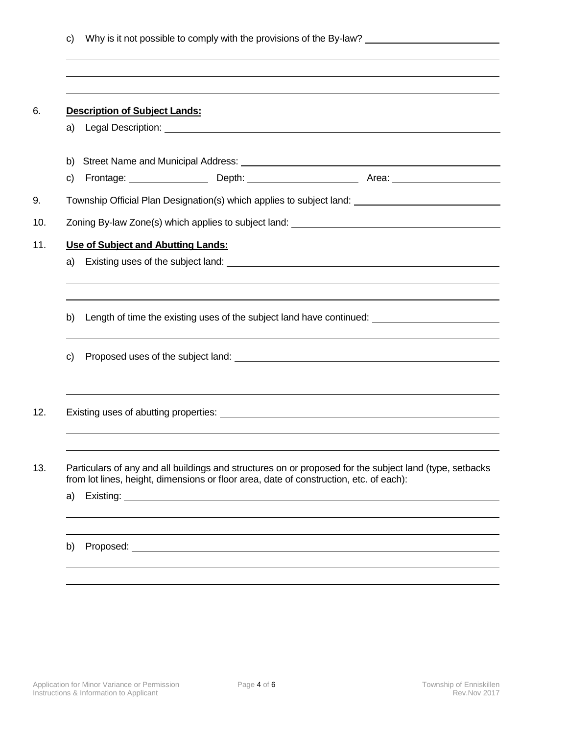c) Why is it not possible to comply with the provisions of the By-law? ______________________

______________________________________________________________________________

______________________________________________________________________________

______________________________________________________________________________

6. **Description of Subject Lands:**

   a) Legal Description: ______________________________________________________

   ______________________________________________________________________________

   b) Street Name and Municipal Address: ______________________________________

   c) Frontage: ______________ Depth: __________________ Area: __________________

9. Township Official Plan Designation(s) which applies to subject land: ______________________

10. Zoning By-law Zone(s) which applies to subject land: ____________________________________

11. **Use of Subject and Abutting Lands:**

    a) Existing uses of the subject land: ____________________________________________

    ______________________________________________________________________________

    ______________________________________________________________________________

    b) Length of time the existing uses of the subject land have continued: ____________________

    ______________________________________________________________________________

    c) Proposed uses of the subject land: ___________________________________________

    ______________________________________________________________________________

    ______________________________________________________________________________

12. Existing uses of abutting properties: ____________________________________________

    ______________________________________________________________________________

    ______________________________________________________________________________

13. Particulars of any and all buildings and structures on or proposed for the subject land (type, setbacks from lot lines, height, dimensions or floor area, date of construction, etc. of each):

    a) Existing: ____________________________________________________________

    ______________________________________________________________________________

    ______________________________________________________________________________

    b) Proposed: ___________________________________________________________

    ______________________________________________________________________________

    ______________________________________________________________________________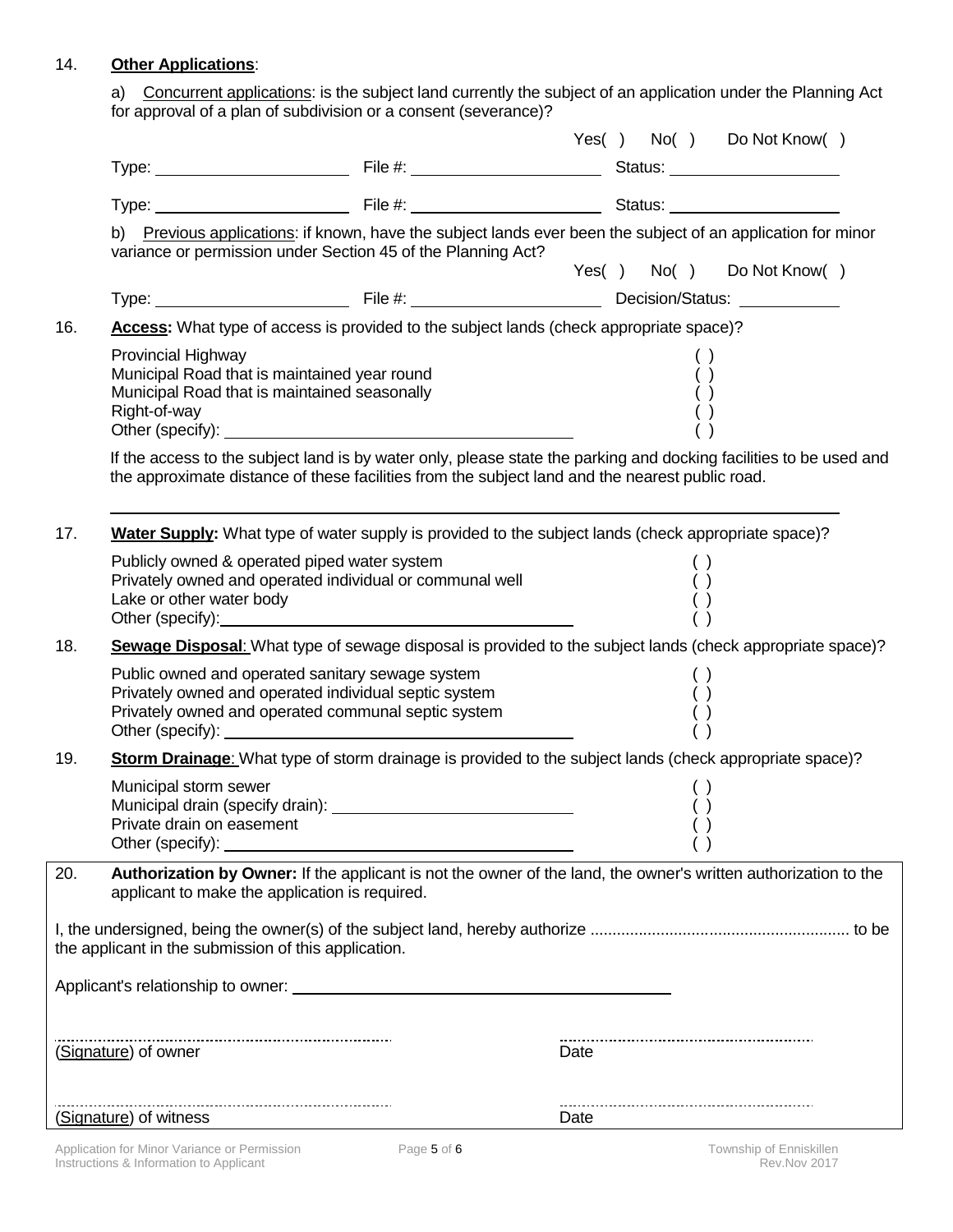14. **Other Applications**:

a) Concurrent applications: is the subject land currently the subject of an application under the Planning Act for approval of a plan of subdivision or a consent (severance)?

Yes( )  No( )  Do Not Know( )

Type: ____________________ File #: ____________________ Status: ____________________

Type: ____________________ File #: ____________________ Status: ____________________

b) Previous applications: if known, have the subject lands ever been the subject of an application for minor variance or permission under Section 45 of the Planning Act?

Yes( )  No( )  Do Not Know( )

Type: ____________________ File #: ____________________ Decision/Status: ____________

16. **Access:** What type of access is provided to the subject lands (check appropriate space)?

- Provincial Highway ( )
- Municipal Road that is maintained year round ( )
- Municipal Road that is maintained seasonally ( )
- Right-of-way ( )
- Other (specify): ____________________ ( )

If the access to the subject land is by water only, please state the parking and docking facilities to be used and the approximate distance of these facilities from the subject land and the nearest public road.

______________________________________________________________________

17. **Water Supply:** What type of water supply is provided to the subject lands (check appropriate space)?

- Publicly owned & operated piped water system ( )
- Privately owned and operated individual or communal well ( )
- Lake or other water body ( )
- Other (specify): ____________________ ( )

18. **Sewage Disposal**: What type of sewage disposal is provided to the subject lands (check appropriate space)?

- Public owned and operated sanitary sewage system ( )
- Privately owned and operated individual septic system ( )
- Privately owned and operated communal septic system ( )
- Other (specify): ____________________ ( )

19. **Storm Drainage**: What type of storm drainage is provided to the subject lands (check appropriate space)?

- Municipal storm sewer ( )
- Municipal drain (specify drain): ____________________ ( )
- Private drain on easement ( )
- Other (specify): ____________________ ( )

20. **Authorization by Owner:** If the applicant is not the owner of the land, the owner's written authorization to the applicant to make the application is required.

I, the undersigned, being the owner(s) of the subject land, hereby authorize ........................................................ to be the applicant in the submission of this application.

Applicant's relationship to owner: ________________________________________

........................................................ (Signature) of owner ........................................................ Date

........................................................ (Signature) of witness ........................................................ Date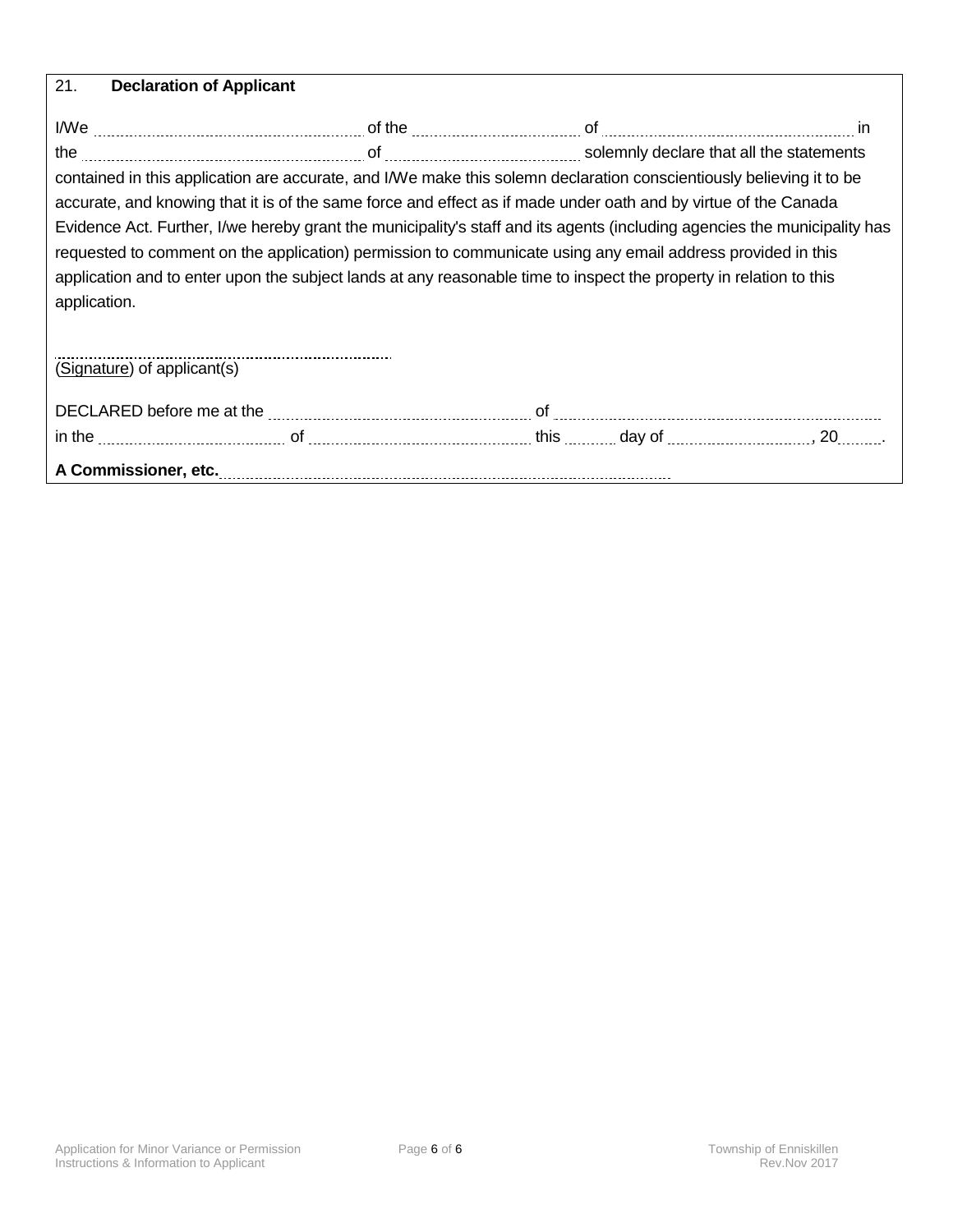## 21. **Declaration of Applicant**

I/We .................................................. of the .................................. of .................................................. in the .................................................. of .................................. solemnly declare that all the statements contained in this application are accurate, and I/We make this solemn declaration conscientiously believing it to be accurate, and knowing that it is of the same force and effect as if made under oath and by virtue of the Canada Evidence Act. Further, I/we hereby grant the municipality's staff and its agents (including agencies the municipality has requested to comment on the application) permission to communicate using any email address provided in this application and to enter upon the subject lands at any reasonable time to inspect the property in relation to this application.

..................................................................

(Signature) of applicant(s)

DECLARED before me at the .................................................. of ..................................................................

in the .................................. of .................................................. this .......... day of .............................., 20.........

**A Commissioner, etc.**..................................................................................................